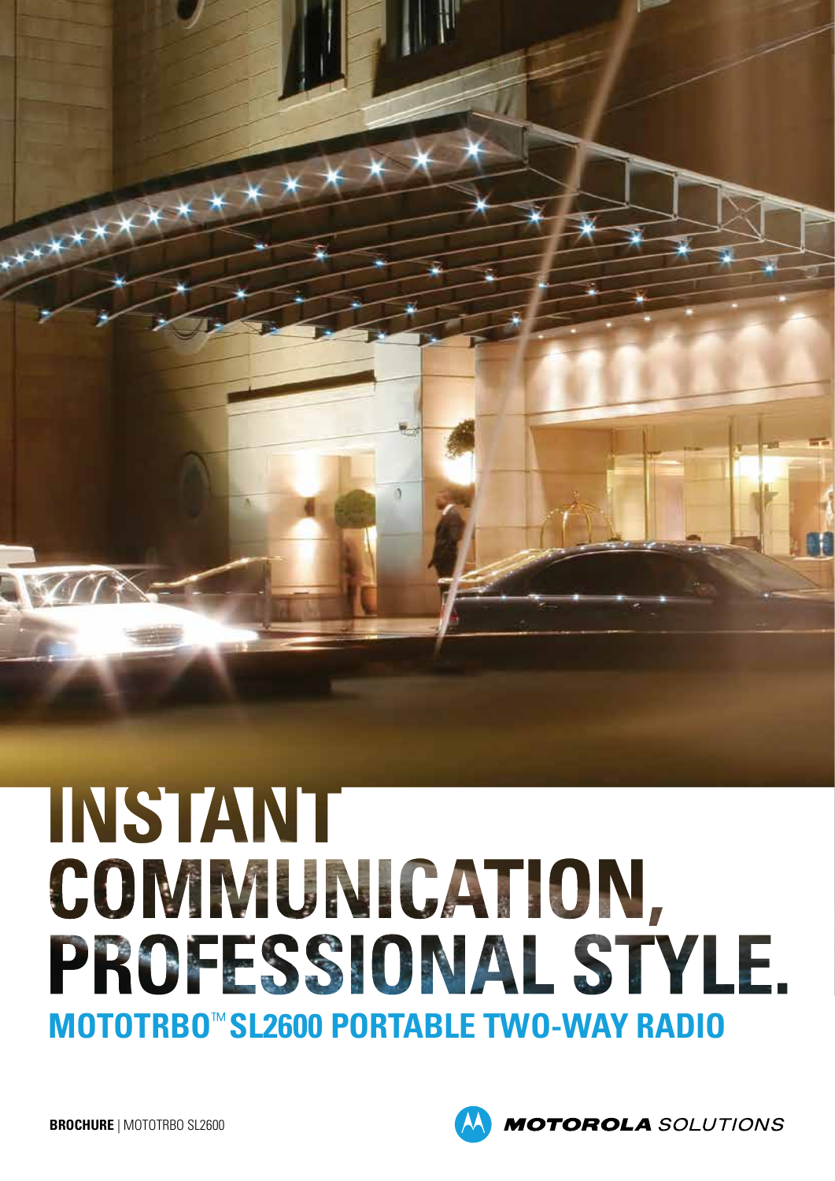# INSTANT COMMUNICATION, PROFESSIONAL STYLE.

## MOTOTRBO™ SL2600 PORTABLE TWO-WAY RADIO

**BROCHURE** | MOTOTRBO SL2600

MOTOROLA SOLUTIONS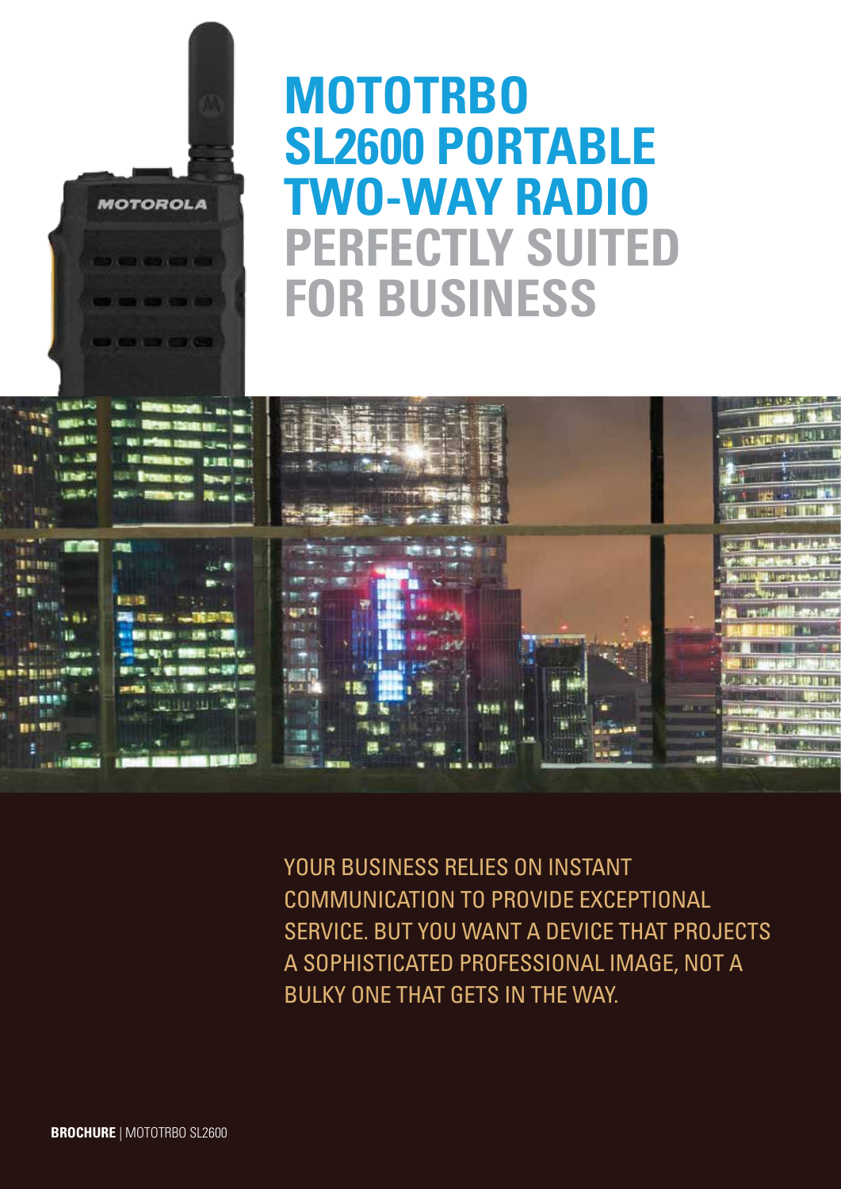# MOTOTRBO SL2600 PORTABLE TWO-WAY RADIO

## PERFECTLY SUITED FOR BUSINESS

YOUR BUSINESS RELIES ON INSTANT COMMUNICATION TO PROVIDE EXCEPTIONAL SERVICE. BUT YOU WANT A DEVICE THAT PROJECTS A SOPHISTICATED PROFESSIONAL IMAGE, NOT A BULKY ONE THAT GETS IN THE WAY.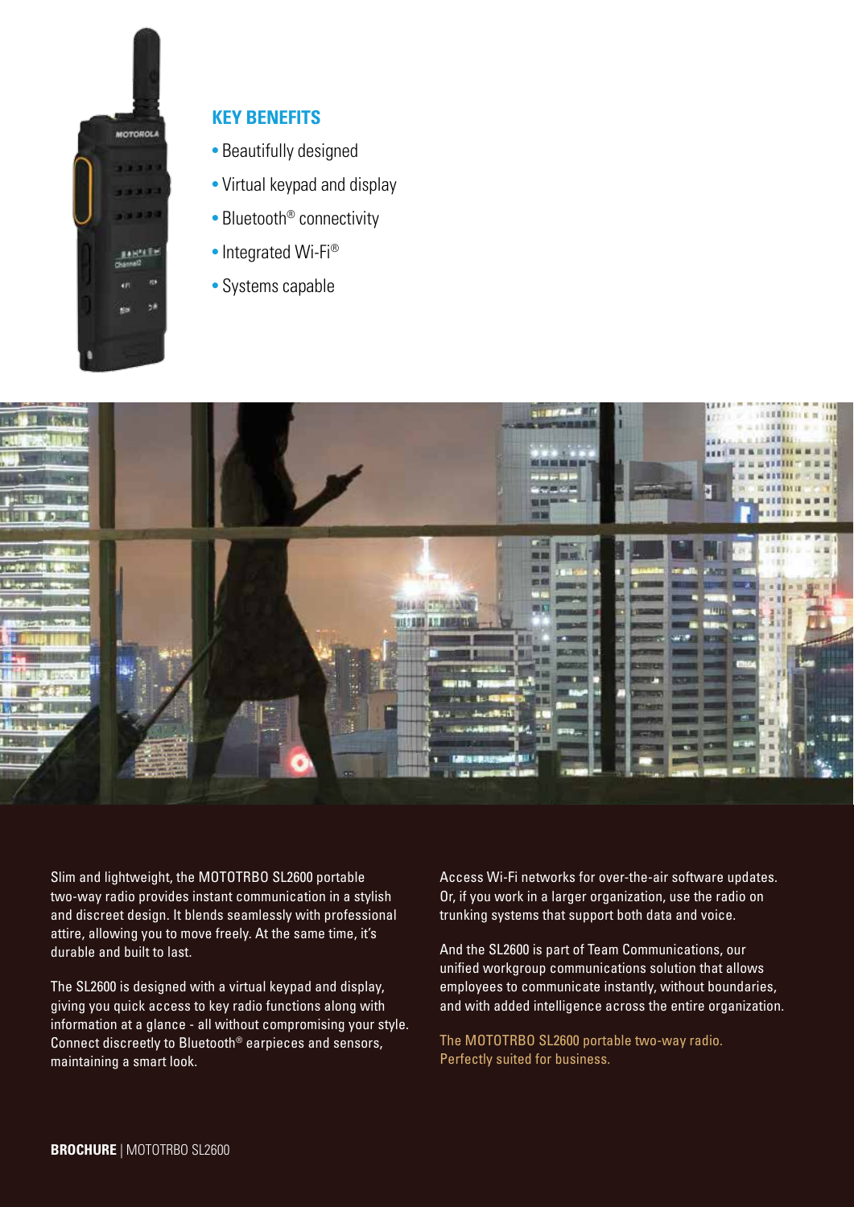## KEY BENEFITS

- Beautifully designed
- Virtual keypad and display
- Bluetooth® connectivity
- Integrated Wi-Fi®
- Systems capable

Slim and lightweight, the MOTOTRBO SL2600 portable two-way radio provides instant communication in a stylish and discreet design. It blends seamlessly with professional attire, allowing you to move freely. At the same time, it's durable and built to last.

The SL2600 is designed with a virtual keypad and display, giving you quick access to key radio functions along with information at a glance - all without compromising your style. Connect discreetly to Bluetooth® earpieces and sensors, maintaining a smart look.

Access Wi-Fi networks for over-the-air software updates. Or, if you work in a larger organization, use the radio on trunking systems that support both data and voice.

And the SL2600 is part of Team Communications, our unified workgroup communications solution that allows employees to communicate instantly, without boundaries, and with added intelligence across the entire organization.

The MOTOTRBO SL2600 portable two-way radio.
Perfectly suited for business.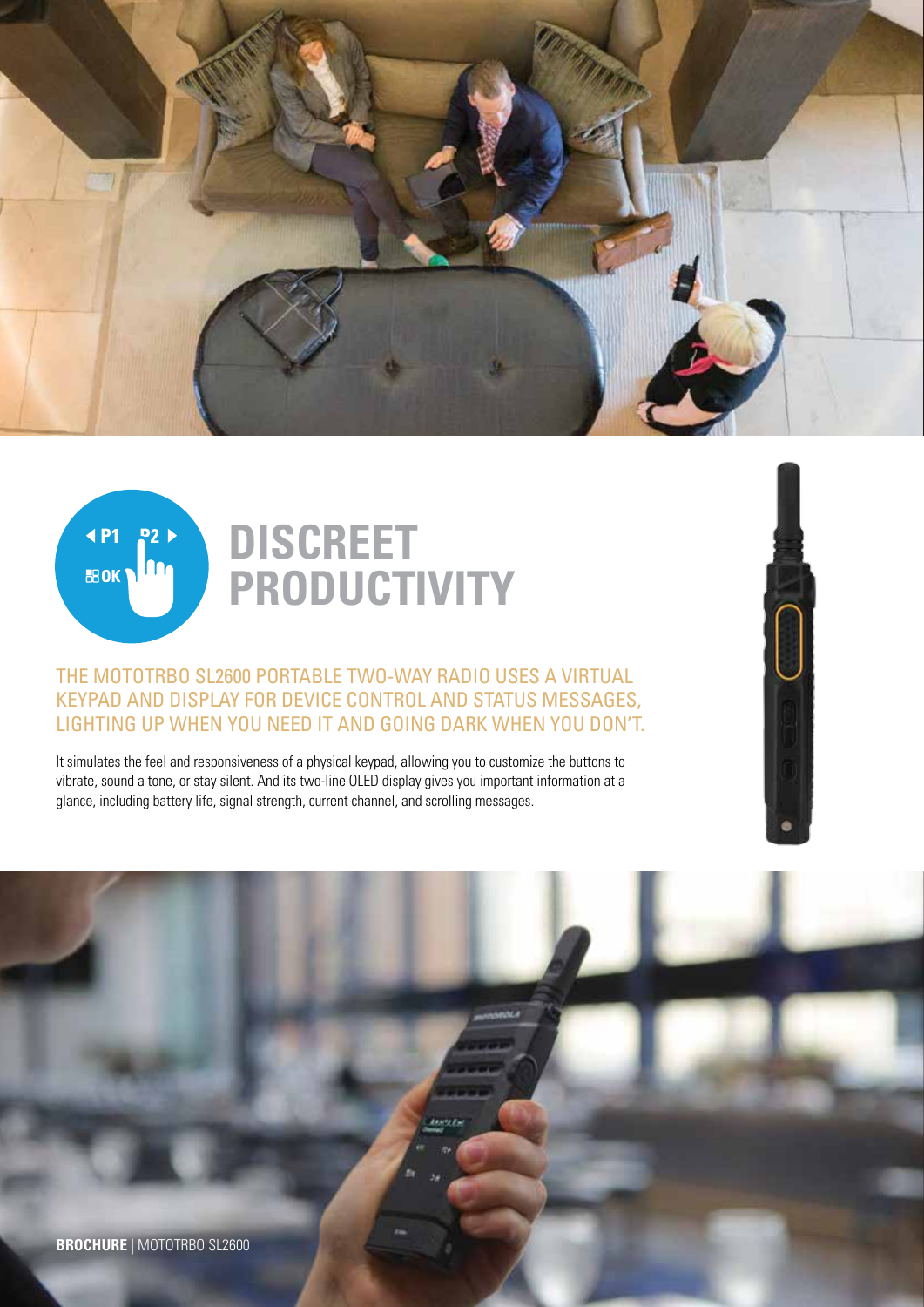# DISCREET PRODUCTIVITY

THE MOTOTRBO SL2600 PORTABLE TWO-WAY RADIO USES A VIRTUAL KEYPAD AND DISPLAY FOR DEVICE CONTROL AND STATUS MESSAGES, LIGHTING UP WHEN YOU NEED IT AND GOING DARK WHEN YOU DON'T.

It simulates the feel and responsiveness of a physical keypad, allowing you to customize the buttons to vibrate, sound a tone, or stay silent. And its two-line OLED display gives you important information at a glance, including battery life, signal strength, current channel, and scrolling messages.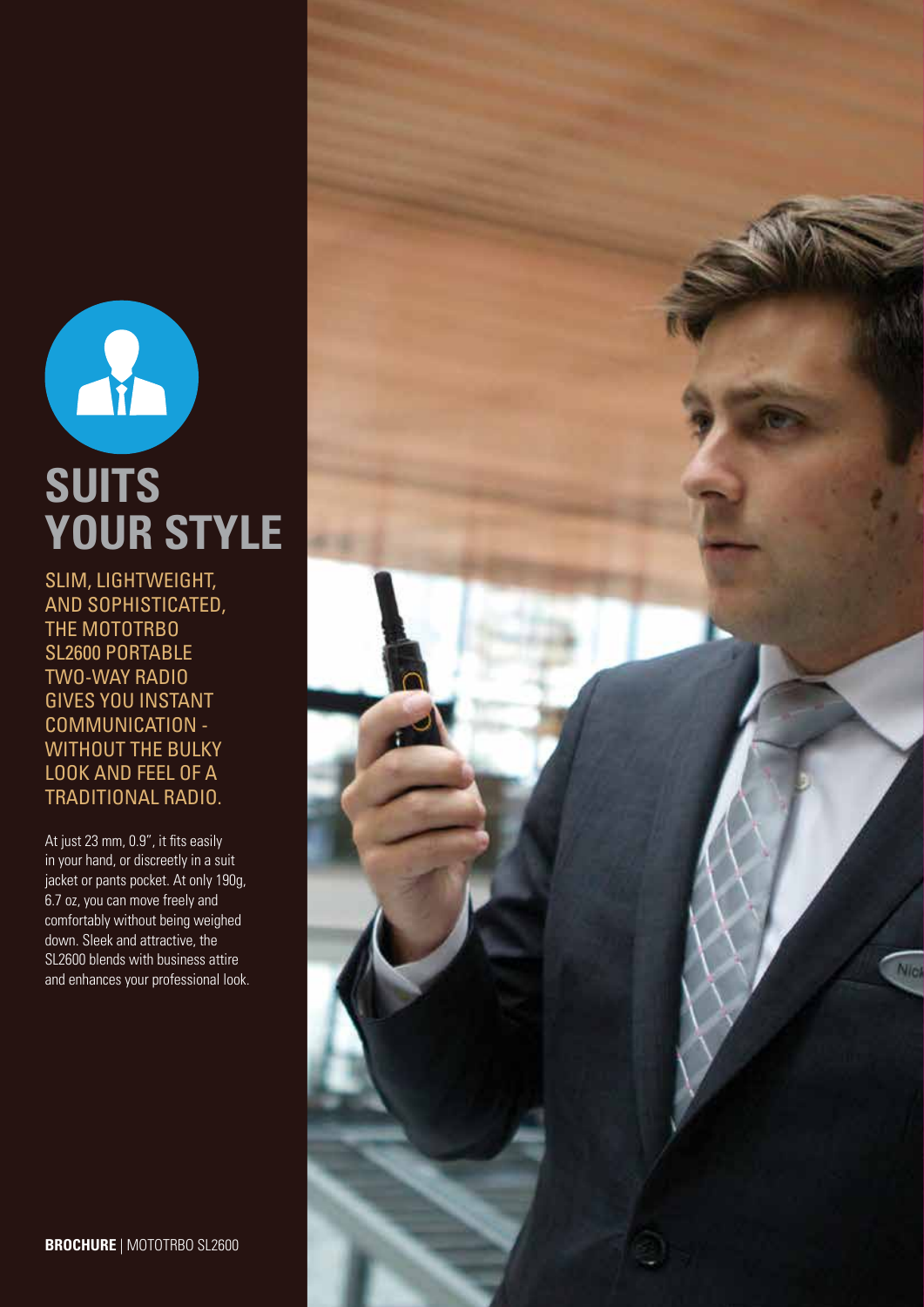# SUITS YOUR STYLE

SLIM, LIGHTWEIGHT, AND SOPHISTICATED, THE MOTOTRBO SL2600 PORTABLE TWO-WAY RADIO GIVES YOU INSTANT COMMUNICATION - WITHOUT THE BULKY LOOK AND FEEL OF A TRADITIONAL RADIO.

At just 23 mm, 0.9", it fits easily in your hand, or discreetly in a suit jacket or pants pocket. At only 190g, 6.7 oz, you can move freely and comfortably without being weighed down. Sleek and attractive, the SL2600 blends with business attire and enhances your professional look.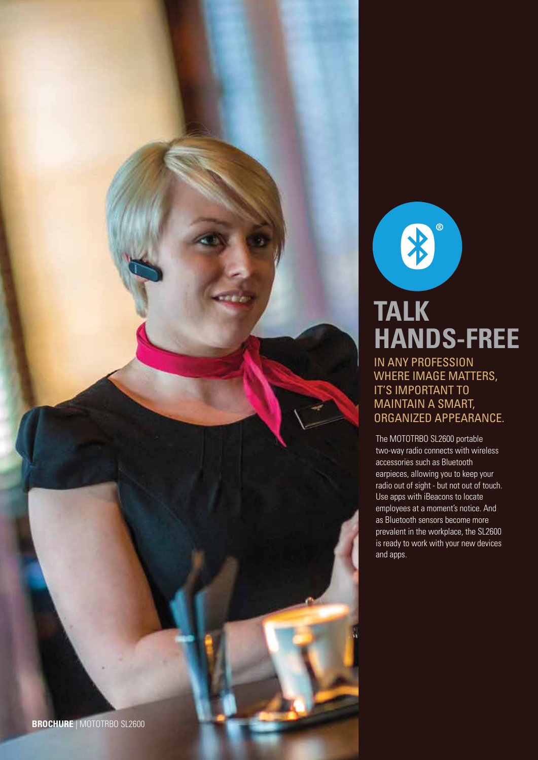# TALK HANDS-FREE

## IN ANY PROFESSION WHERE IMAGE MATTERS, IT'S IMPORTANT TO MAINTAIN A SMART, ORGANIZED APPEARANCE.

The MOTOTRBO SL2600 portable two-way radio connects with wireless accessories such as Bluetooth earpieces, allowing you to keep your radio out of sight - but not out of touch. Use apps with iBeacons to locate employees at a moment's notice. And as Bluetooth sensors become more prevalent in the workplace, the SL2600 is ready to work with your new devices and apps.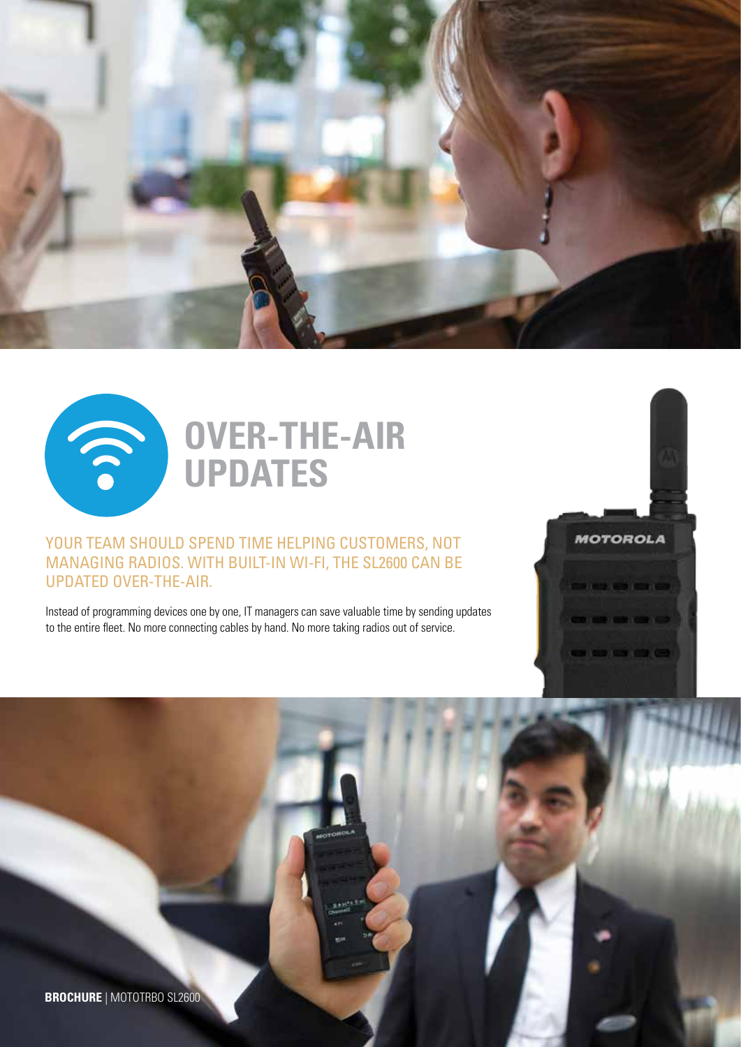# OVER-THE-AIR UPDATES

YOUR TEAM SHOULD SPEND TIME HELPING CUSTOMERS, NOT MANAGING RADIOS. WITH BUILT-IN WI-FI, THE SL2600 CAN BE UPDATED OVER-THE-AIR.

Instead of programming devices one by one, IT managers can save valuable time by sending updates to the entire fleet. No more connecting cables by hand. No more taking radios out of service.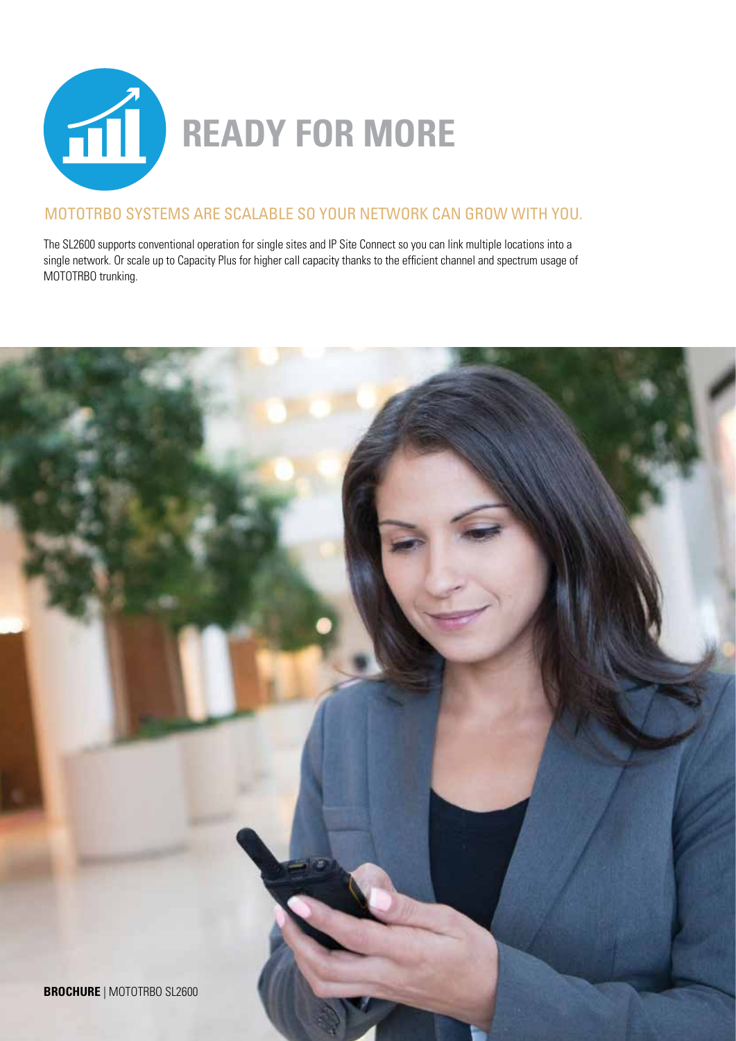# READY FOR MORE

## MOTOTRBO SYSTEMS ARE SCALABLE SO YOUR NETWORK CAN GROW WITH YOU.

The SL2600 supports conventional operation for single sites and IP Site Connect so you can link multiple locations into a single network. Or scale up to Capacity Plus for higher call capacity thanks to the efficient channel and spectrum usage of MOTOTRBO trunking.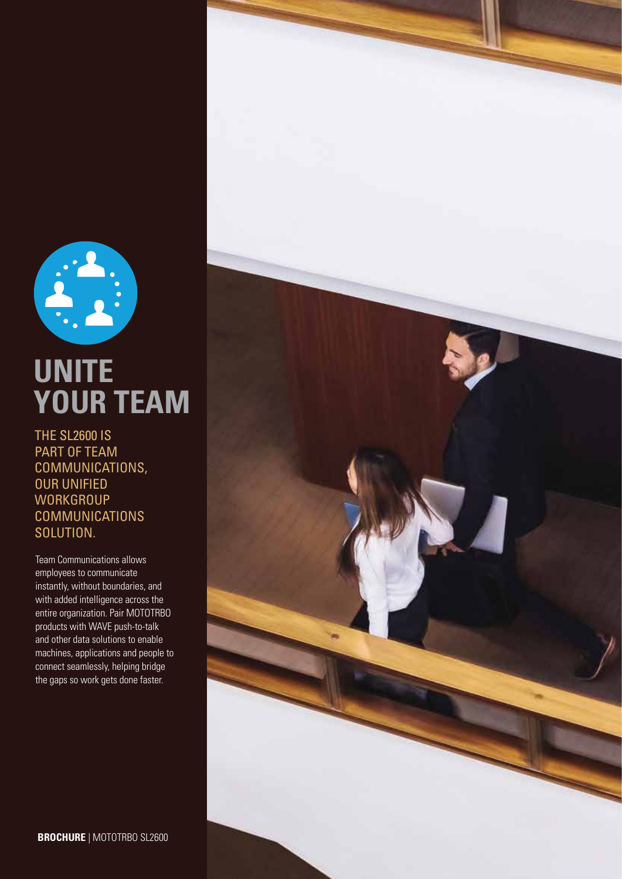# UNITE YOUR TEAM

## THE SL2600 IS PART OF TEAM COMMUNICATIONS, OUR UNIFIED WORKGROUP COMMUNICATIONS SOLUTION.

Team Communications allows employees to communicate instantly, without boundaries, and with added intelligence across the entire organization. Pair MOTOTRBO products with WAVE push-to-talk and other data solutions to enable machines, applications and people to connect seamlessly, helping bridge the gaps so work gets done faster.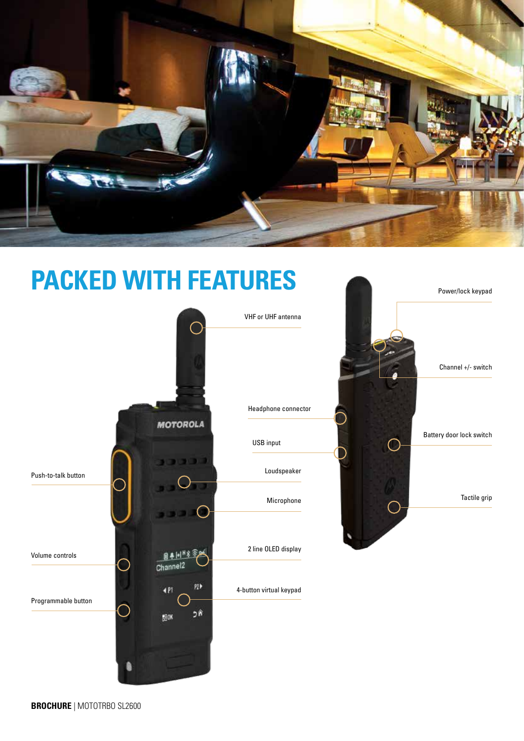# PACKED WITH FEATURES

VHF or UHF antenna

Headphone connector

USB input

Loudspeaker

Microphone

2 line OLED display

4-button virtual keypad

Push-to-talk button

Volume controls

Programmable button

Power/lock keypad

Channel +/- switch

Battery door lock switch

Tactile grip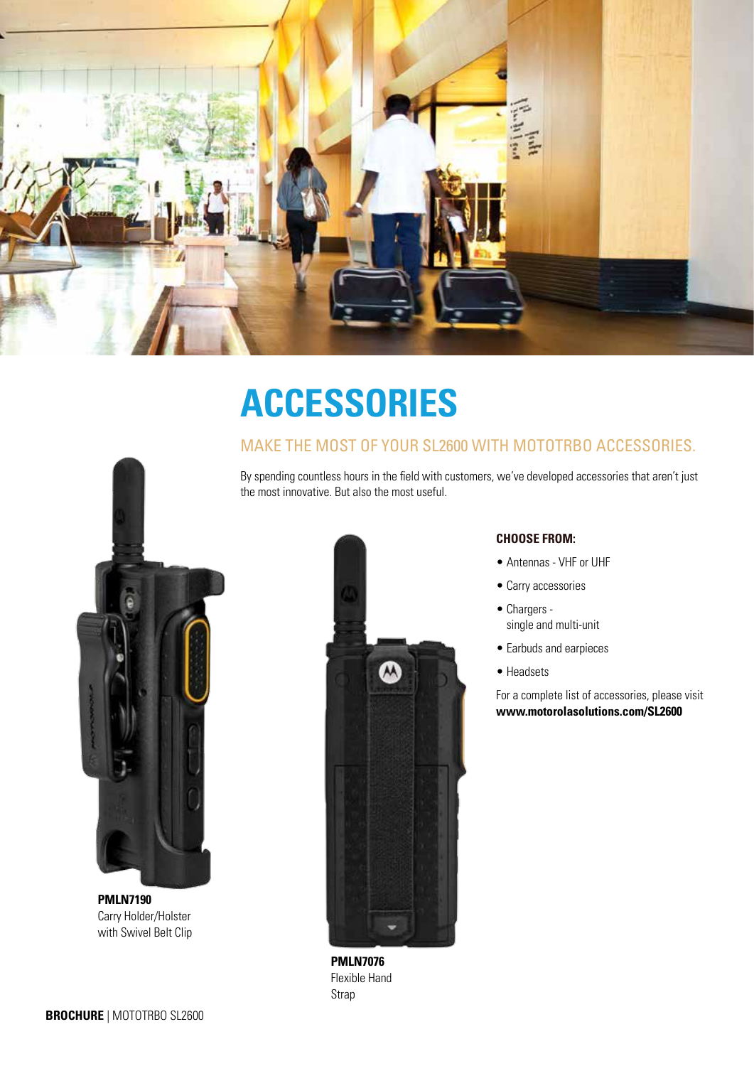# ACCESSORIES

## MAKE THE MOST OF YOUR SL2600 WITH MOTOTRBO ACCESSORIES.

By spending countless hours in the field with customers, we've developed accessories that aren't just the most innovative. But also the most useful.

**PMLN7190**
Carry Holder/Holster with Swivel Belt Clip

**PMLN7076**
Flexible Hand Strap

**CHOOSE FROM:**

- Antennas - VHF or UHF
- Carry accessories
- Chargers - single and multi-unit
- Earbuds and earpieces
- Headsets

For a complete list of accessories, please visit **www.motorolasolutions.com/SL2600**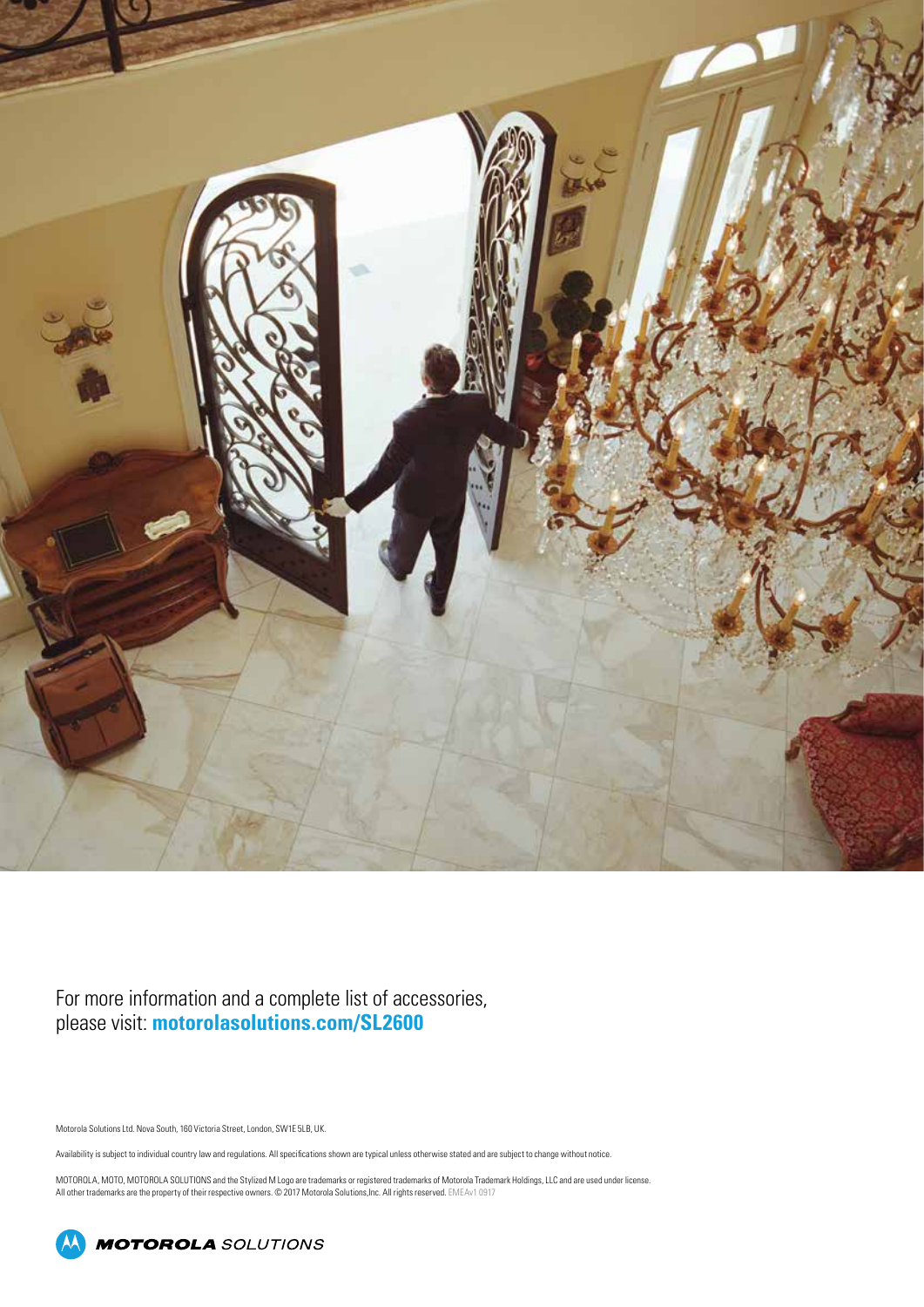For more information and a complete list of accessories, please visit: **motorolasolutions.com/SL2600**

Motorola Solutions Ltd. Nova South, 160 Victoria Street, London, SW1E 5LB, UK.

Availability is subject to individual country law and regulations. All specifications shown are typical unless otherwise stated and are subject to change without notice.

MOTOROLA, MOTO, MOTOROLA SOLUTIONS and the Stylized M Logo are trademarks or registered trademarks of Motorola Trademark Holdings, LLC and are used under license. All other trademarks are the property of their respective owners. © 2017 Motorola Solutions,Inc. All rights reserved. EMEAv1 0917

MOTOROLA SOLUTIONS